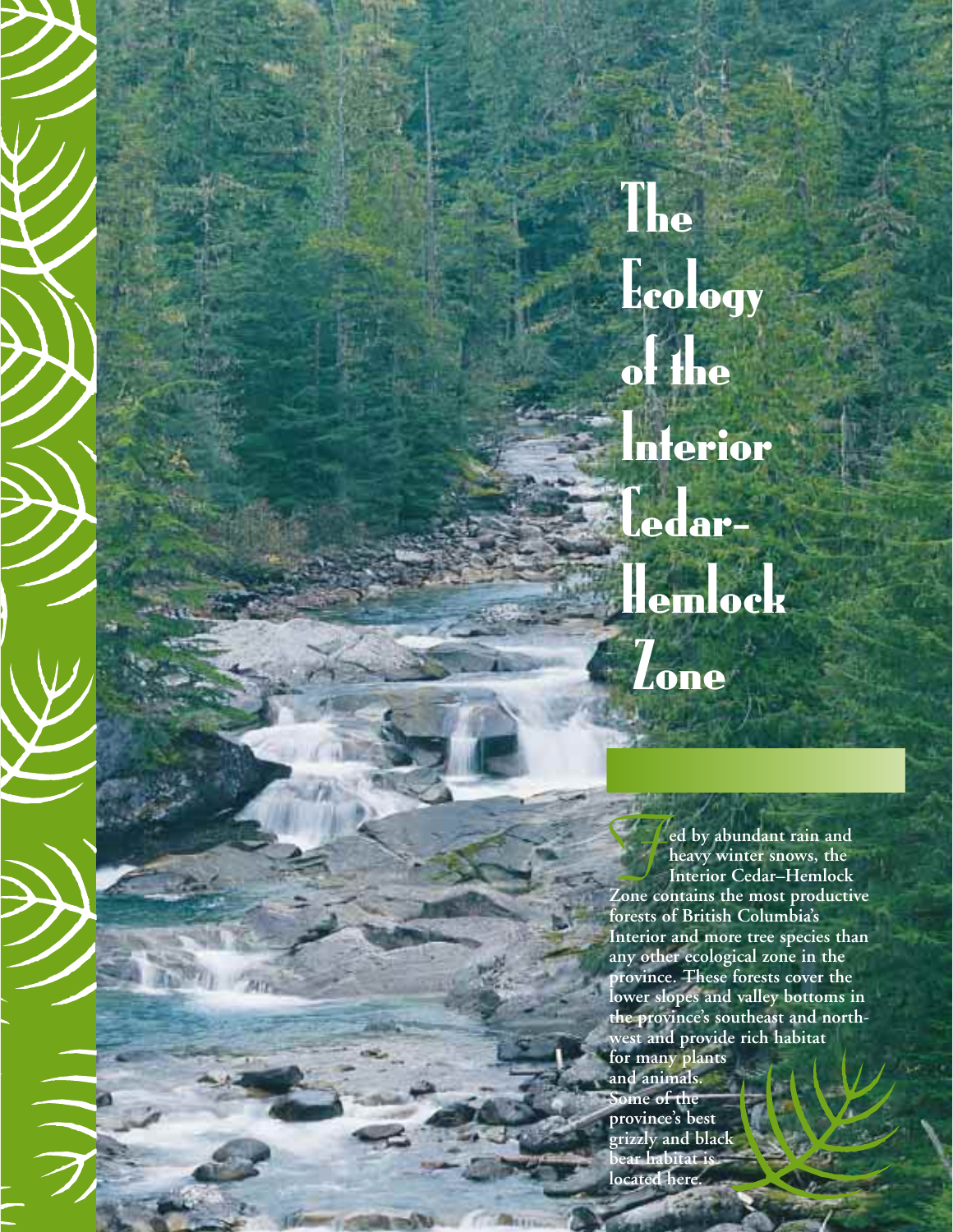# The Ecology of the Interior Cedar–Hemlock Zone

**Fed by abundant rain and heavy winter snows, the Interior Cedar–Hemlock Zone contains the most productive forests of British Columbia's Interior and more tree species than any other ecological zone in the province. These forests cover the lower slopes and valley bottoms in the province's southeast and northwest and provide rich habitat for many plants and animals. Some of the province's best grizzly and black bear habitat is located here.**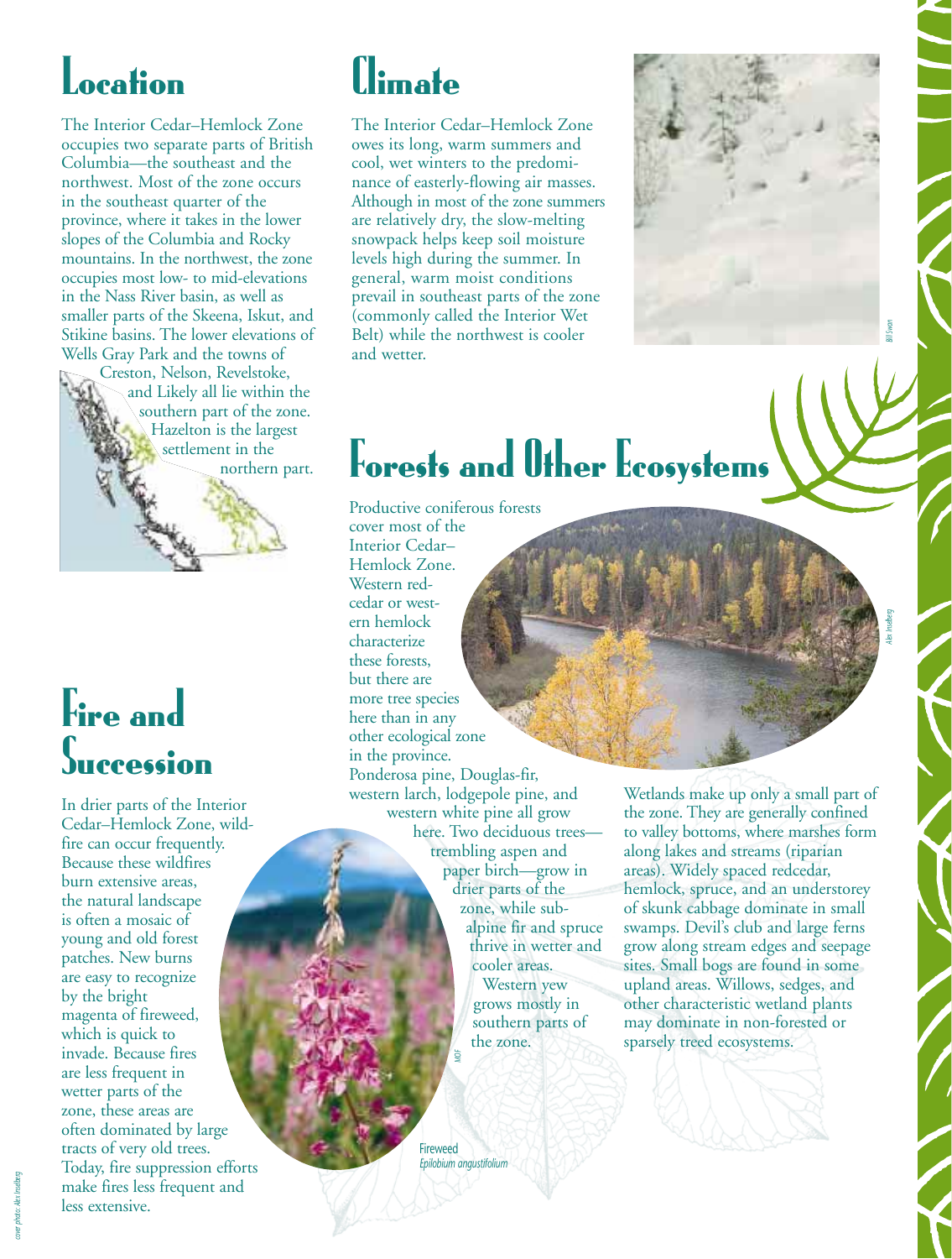# Location

The Interior Cedar–Hemlock Zone occupies two separate parts of British Columbia—the southeast and the northwest. Most of the zone occurs in the southeast quarter of the province, where it takes in the lower slopes of the Columbia and Rocky mountains. In the northwest, the zone occupies most low- to mid-elevations in the Nass River basin, as well as smaller parts of the Skeena, Iskut, and Stikine basins. The lower elevations of Wells Gray Park and the towns of Creston, Nelson, Revelstoke, and Likely all lie within the southern part of the zone. Hazelton is the largest settlement in the northern part.

# Climate

The Interior Cedar–Hemlock Zone owes its long, warm summers and cool, wet winters to the predominance of easterly-flowing air masses. Although in most of the zone summers are relatively dry, the slow-melting snowpack helps keep soil moisture levels high during the summer. In general, warm moist conditions prevail in southeast parts of the zone (commonly called the Interior Wet Belt) while the northwest is cooler and wetter.

# Fire and Succession

In drier parts of the Interior Cedar–Hemlock Zone, wildfire can occur frequently. Because these wildfires burn extensive areas, the natural landscape is often a mosaic of young and old forest patches. New burns are easy to recognize by the bright magenta of fireweed, which is quick to invade. Because fires are less frequent in wetter parts of the zone, these areas are often dominated by large tracts of very old trees. Today, fire suppression efforts make fires less frequent and less extensive.

# Forests and Other Ecosystems

Productive coniferous forests cover most of the Interior Cedar–Hemlock Zone. Western redcedar or western hemlock characterize these forests, but there are more tree species here than in any other ecological zone in the province. Ponderosa pine, Douglas-fir, western larch, lodgepole pine, and western white pine all grow here. Two deciduous trees—trembling aspen and paper birch—grow in drier parts of the zone, while subalpine fir and spruce thrive in wetter and cooler areas. Western yew grows mostly in southern parts of the zone.

Wetlands make up only a small part of the zone. They are generally confined to valley bottoms, where marshes form along lakes and streams (riparian areas). Widely spaced redcedar, hemlock, spruce, and an understorey of skunk cabbage dominate in small swamps. Devil's club and large ferns grow along stream edges and seepage sites. Small bogs are found in some upland areas. Willows, sedges, and other characteristic wetland plants may dominate in non-forested or sparsely treed ecosystems.

Fireweed
*Epilobium angustifolium*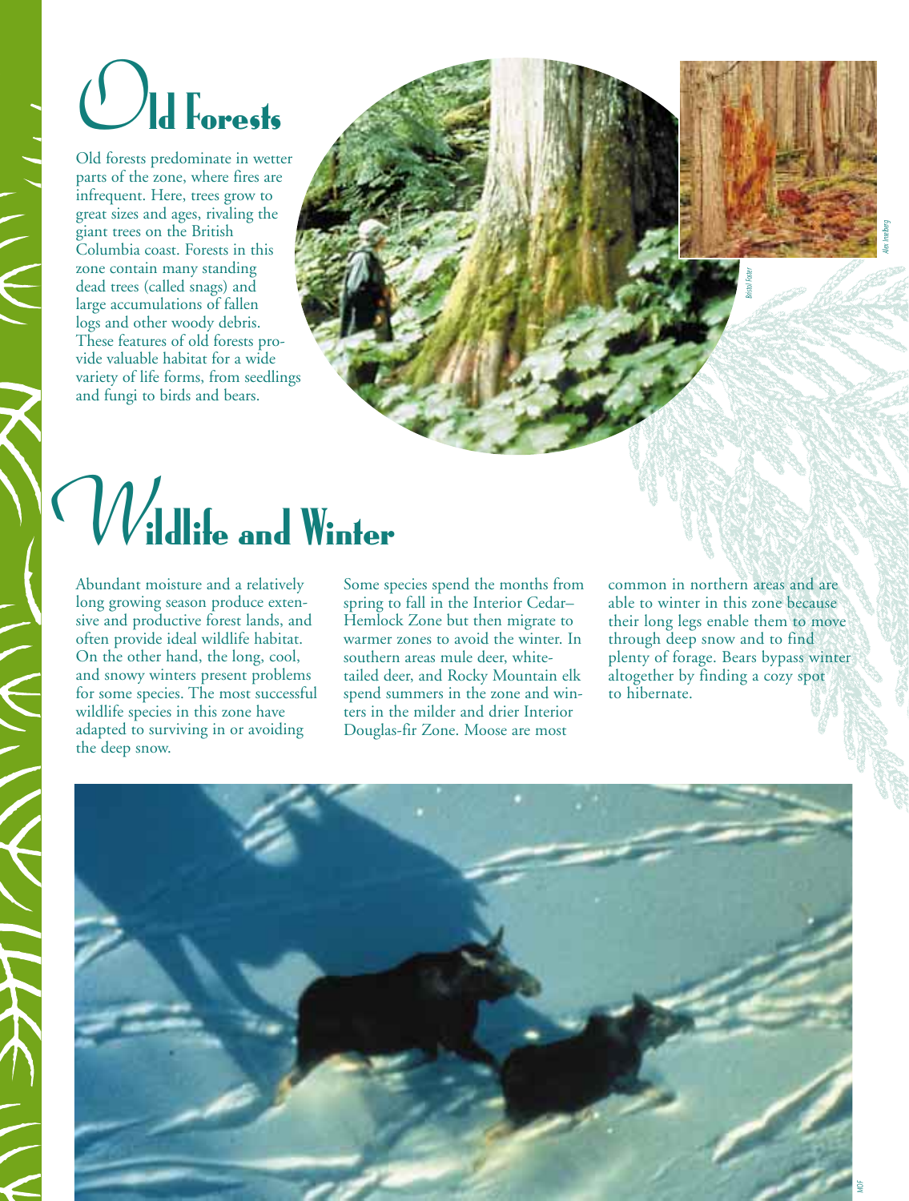# Old Forests

Old forests predominate in wetter parts of the zone, where fires are infrequent. Here, trees grow to great sizes and ages, rivaling the giant trees on the British Columbia coast. Forests in this zone contain many standing dead trees (called snags) and large accumulations of fallen logs and other woody debris. These features of old forests provide valuable habitat for a wide variety of life forms, from seedlings and fungi to birds and bears.

# Wildlife and Winter

Abundant moisture and a relatively long growing season produce extensive and productive forest lands, and often provide ideal wildlife habitat. On the other hand, the long, cool, and snowy winters present problems for some species. The most successful wildlife species in this zone have adapted to surviving in or avoiding the deep snow.

Some species spend the months from spring to fall in the Interior Cedar–Hemlock Zone but then migrate to warmer zones to avoid the winter. In southern areas mule deer, white-tailed deer, and Rocky Mountain elk spend summers in the zone and winters in the milder and drier Interior Douglas-fir Zone. Moose are most common in northern areas and are able to winter in this zone because their long legs enable them to move through deep snow and to find plenty of forage. Bears bypass winter altogether by finding a cozy spot to hibernate.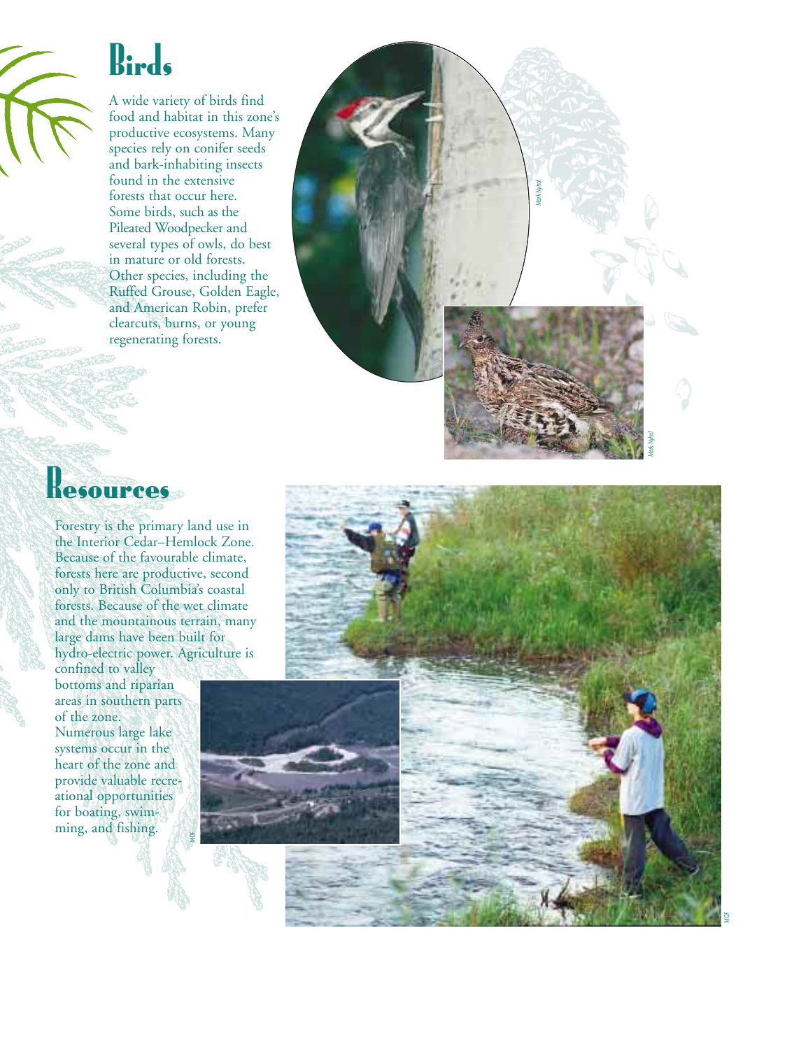# Birds

A wide variety of birds find food and habitat in this zone's productive ecosystems. Many species rely on conifer seeds and bark-inhabiting insects found in the extensive forests that occur here. Some birds, such as the Pileated Woodpecker and several types of owls, do best in mature or old forests. Other species, including the Ruffed Grouse, Golden Eagle, and American Robin, prefer clearcuts, burns, or young regenerating forests.

Mark Nyhof

Mark Nyhof

# Resources

Forestry is the primary land use in the Interior Cedar–Hemlock Zone. Because of the favourable climate, forests here are productive, second only to British Columbia's coastal forests. Because of the wet climate and the mountainous terrain, many large dams have been built for hydro-electric power. Agriculture is confined to valley bottoms and riparian areas in southern parts of the zone. Numerous large lake systems occur in the heart of the zone and provide valuable recreational opportunities for boating, swimming, and fishing.

MOF

MOF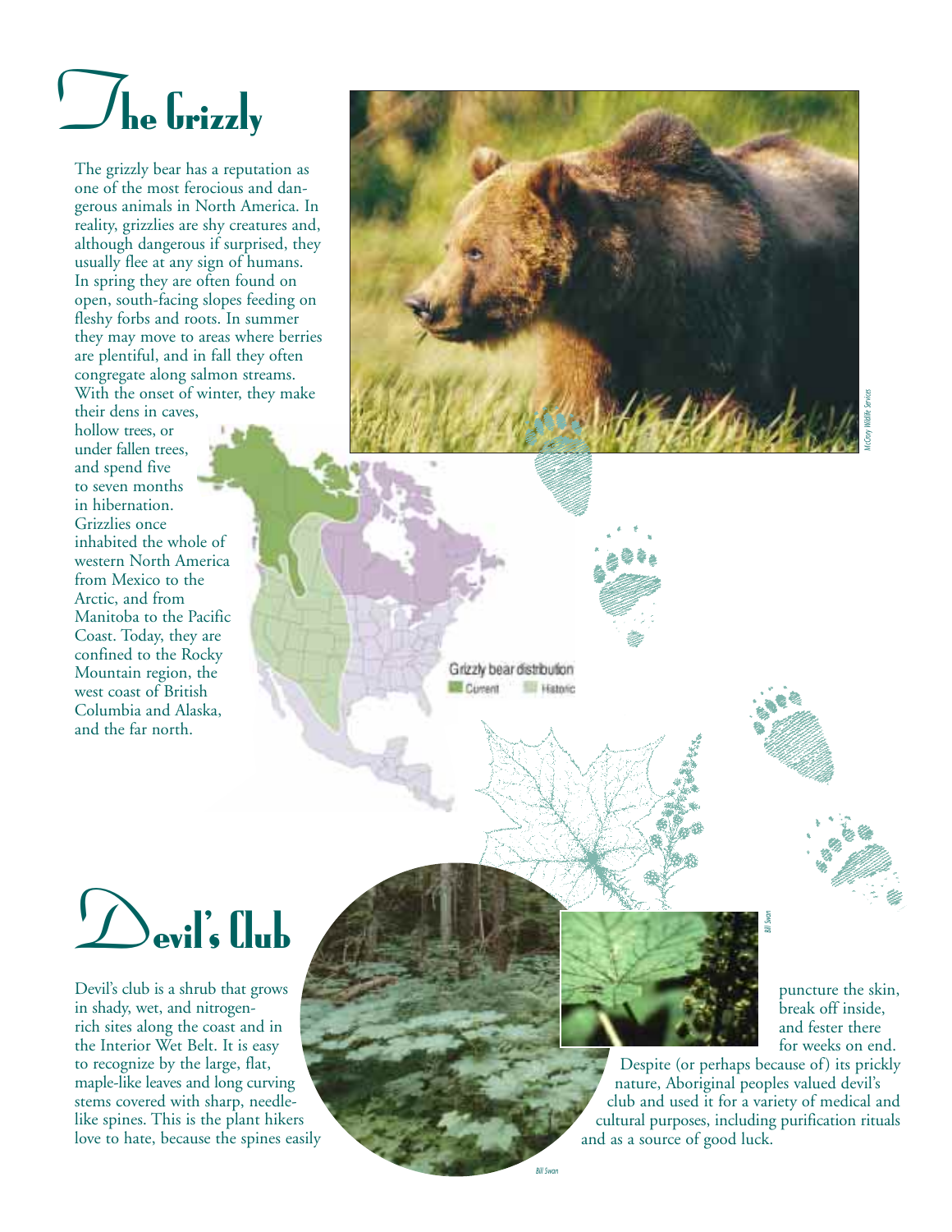# The Grizzly

The grizzly bear has a reputation as one of the most ferocious and dangerous animals in North America. In reality, grizzlies are shy creatures and, although dangerous if surprised, they usually flee at any sign of humans. In spring they are often found on open, south-facing slopes feeding on fleshy forbs and roots. In summer they may move to areas where berries are plentiful, and in fall they often congregate along salmon streams. With the onset of winter, they make their dens in caves, hollow trees, or under fallen trees, and spend five to seven months in hibernation. Grizzlies once inhabited the whole of western North America from Mexico to the Arctic, and from Manitoba to the Pacific Coast. Today, they are confined to the Rocky Mountain region, the west coast of British Columbia and Alaska, and the far north.

Grizzly bear distribution
Current Historic

McCrory Wildlife Services

# Devil's Club

Devil's club is a shrub that grows in shady, wet, and nitrogen-rich sites along the coast and in the Interior Wet Belt. It is easy to recognize by the large, flat, maple-like leaves and long curving stems covered with sharp, needle-like spines. This is the plant hikers love to hate, because the spines easily puncture the skin, break off inside, and fester there for weeks on end.

Despite (or perhaps because of) its prickly nature, Aboriginal peoples valued devil's club and used it for a variety of medical and cultural purposes, including purification rituals and as a source of good luck.

Bill Swan

Bill Swan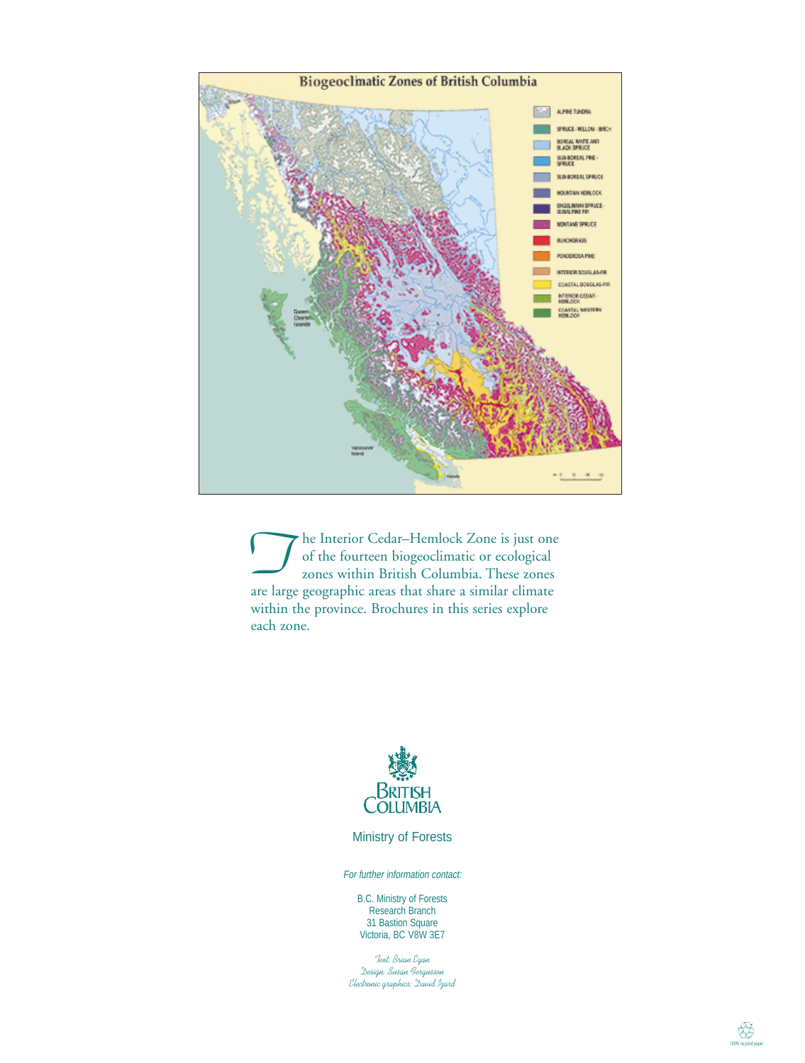## Biogeoclimatic Zones of British Columbia

ALPINE TUNDRA
SPRUCE - WILLOW - BIRCH
BOREAL WHITE AND BLACK SPRUCE
SUB-BOREAL PINE - SPRUCE
SUB-BOREAL SPRUCE
MOUNTAIN HEMLOCK
ENGELMANN SPRUCE - SUBALPINE FIR
MONTANE SPRUCE
BUNCHGRASS
PONDEROSA PINE
INTERIOR DOUGLAS-FIR
COASTAL DOUGLAS-FIR
INTERIOR CEDAR - HEMLOCK
COASTAL WESTERN HEMLOCK

Queen Charlotte Islands
Vancouver Island
Victoria

The Interior Cedar–Hemlock Zone is just one of the fourteen biogeoclimatic or ecological zones within British Columbia. These zones are large geographic areas that share a similar climate within the province. Brochures in this series explore each zone.

BRITISH COLUMBIA

Ministry of Forests

*For further information contact:*

B.C. Ministry of Forests
Research Branch
31 Bastion Square
Victoria, BC V8W 3E7

*Text: Brian Egan*
*Design: Susan Fergusson*
*Electronic graphics: David Izard*

*100% recycled paper*